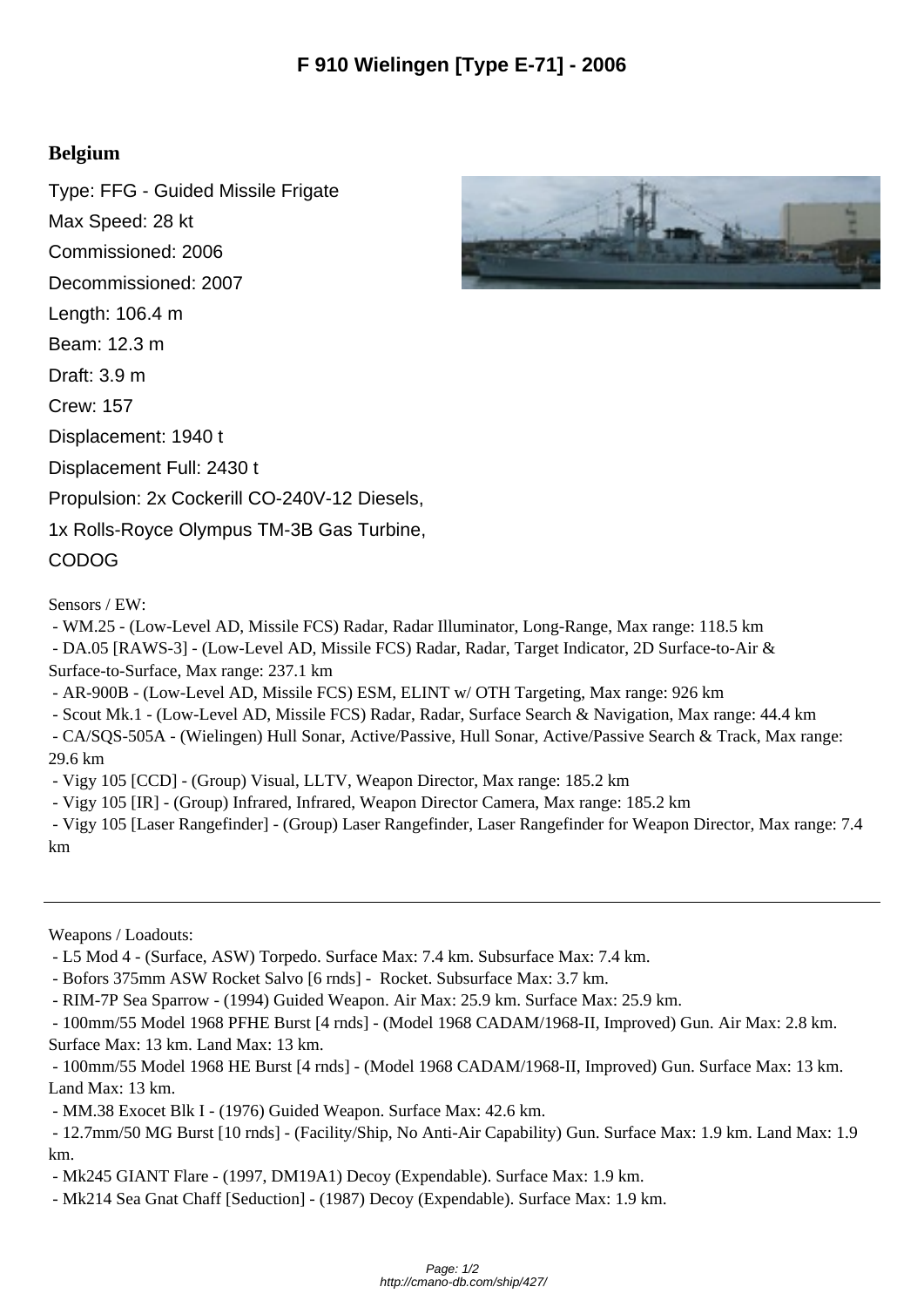# F 910 Wielingen [Type E-71] - 2006

## Belgium

Type: FFG - Guided Missile Frigate

Max Speed: 28 kt

Commissioned: 2006

Decommissioned: 2007

Length: 106.4 m

Beam: 12.3 m

Draft: 3.9 m

Crew: 157

Displacement: 1940 t

Displacement Full: 2430 t

Propulsion: 2x Cockerill CO-240V-12 Diesels, 1x Rolls-Royce Olympus TM-3B Gas Turbine, CODOG

Sensors / EW:

- WM.25 - (Low-Level AD, Missile FCS) Radar, Radar Illuminator, Long-Range, Max range: 118.5 km
- DA.05 [RAWS-3] - (Low-Level AD, Missile FCS) Radar, Radar, Target Indicator, 2D Surface-to-Air & Surface-to-Surface, Max range: 237.1 km
- AR-900B - (Low-Level AD, Missile FCS) ESM, ELINT w/ OTH Targeting, Max range: 926 km
- Scout Mk.1 - (Low-Level AD, Missile FCS) Radar, Radar, Surface Search & Navigation, Max range: 44.4 km
- CA/SQS-505A - (Wielingen) Hull Sonar, Active/Passive, Hull Sonar, Active/Passive Search & Track, Max range: 29.6 km
- Vigy 105 [CCD] - (Group) Visual, LLTV, Weapon Director, Max range: 185.2 km
- Vigy 105 [IR] - (Group) Infrared, Infrared, Weapon Director Camera, Max range: 185.2 km
- Vigy 105 [Laser Rangefinder] - (Group) Laser Rangefinder, Laser Rangefinder for Weapon Director, Max range: 7.4 km

---

Weapons / Loadouts:

- L5 Mod 4 - (Surface, ASW) Torpedo. Surface Max: 7.4 km. Subsurface Max: 7.4 km.
- Bofors 375mm ASW Rocket Salvo [6 rnds] - Rocket. Subsurface Max: 3.7 km.
- RIM-7P Sea Sparrow - (1994) Guided Weapon. Air Max: 25.9 km. Surface Max: 25.9 km.
- 100mm/55 Model 1968 PFHE Burst [4 rnds] - (Model 1968 CADAM/1968-II, Improved) Gun. Air Max: 2.8 km. Surface Max: 13 km. Land Max: 13 km.
- 100mm/55 Model 1968 HE Burst [4 rnds] - (Model 1968 CADAM/1968-II, Improved) Gun. Surface Max: 13 km. Land Max: 13 km.
- MM.38 Exocet Blk I - (1976) Guided Weapon. Surface Max: 42.6 km.
- 12.7mm/50 MG Burst [10 rnds] - (Facility/Ship, No Anti-Air Capability) Gun. Surface Max: 1.9 km. Land Max: 1.9 km.
- Mk245 GIANT Flare - (1997, DM19A1) Decoy (Expendable). Surface Max: 1.9 km.
- Mk214 Sea Gnat Chaff [Seduction] - (1987) Decoy (Expendable). Surface Max: 1.9 km.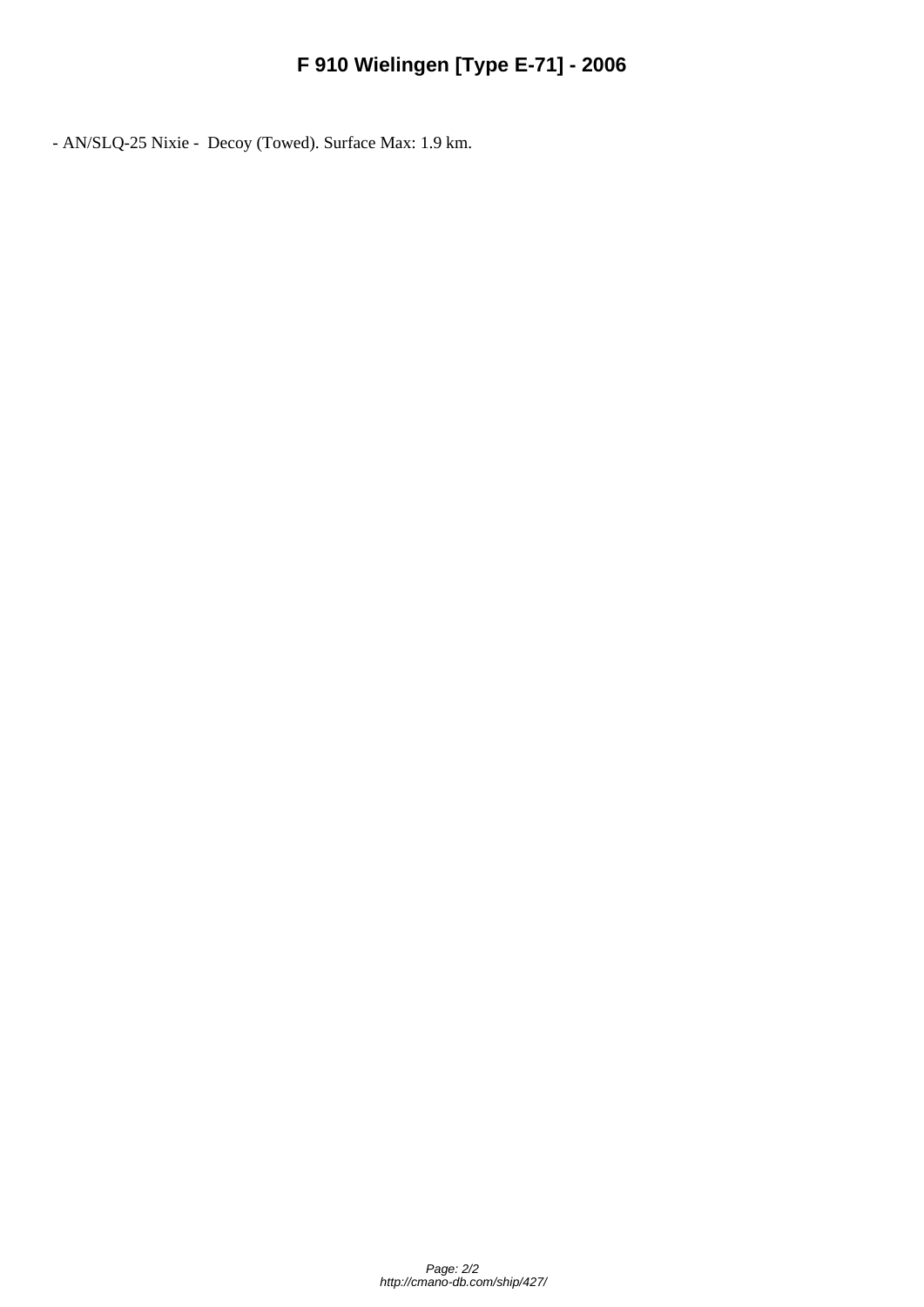- AN/SLQ-25 Nixie - Decoy (Towed). Surface Max: 1.9 km.